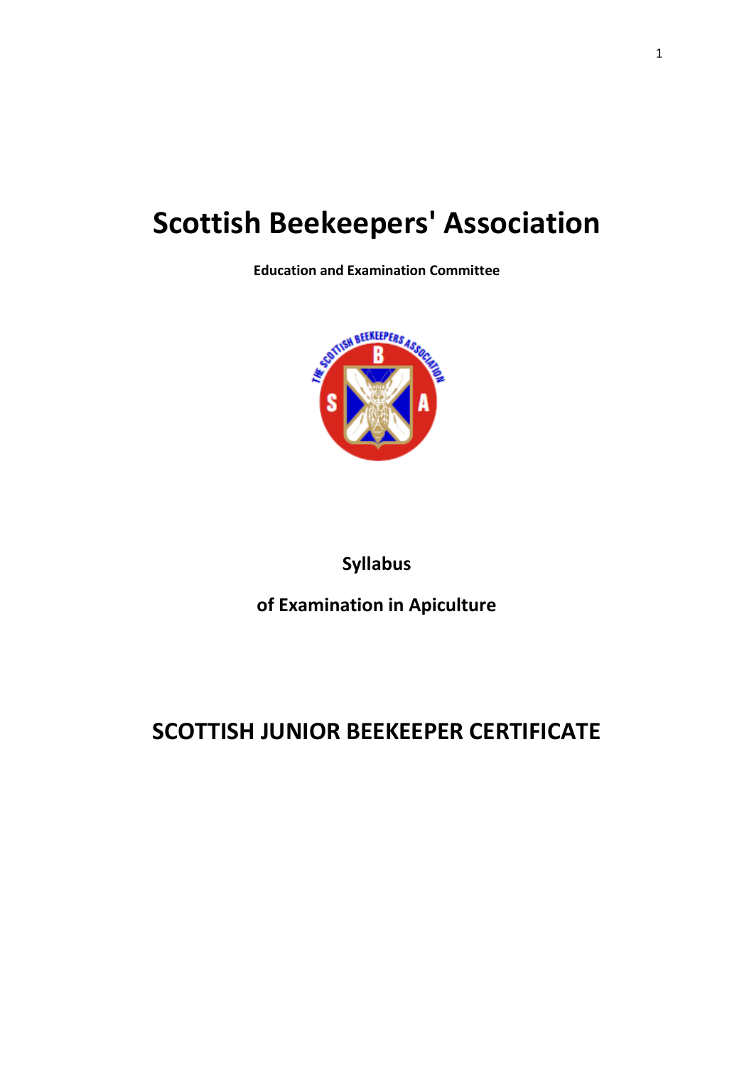# Scottish Beekeepers' Association

**Education and Examination Committee**

**Syllabus**

**of Examination in Apiculture**

## SCOTTISH JUNIOR BEEKEEPER CERTIFICATE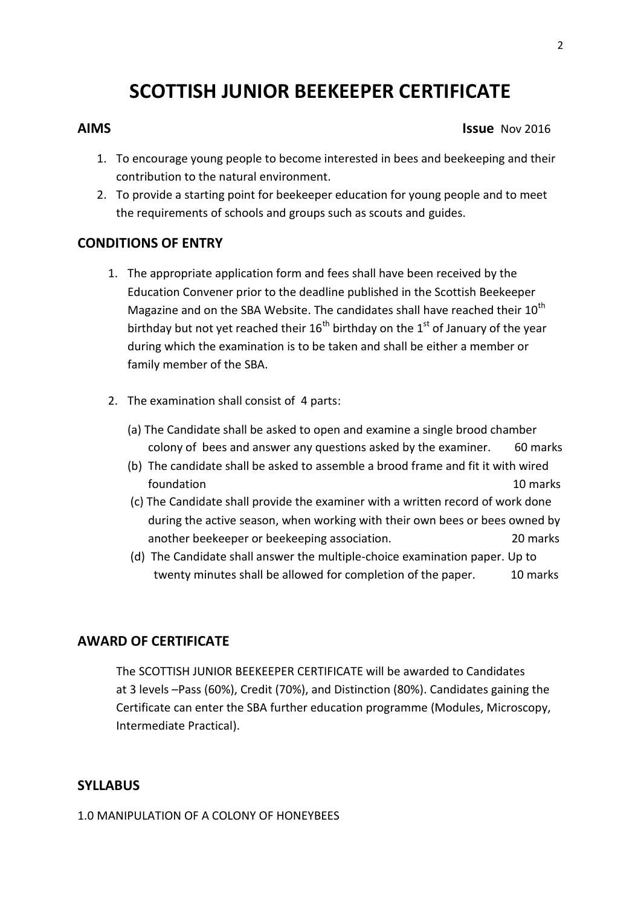# SCOTTISH JUNIOR BEEKEEPER CERTIFICATE

## AIMS

**Issue** Nov 2016

1. To encourage young people to become interested in bees and beekeeping and their contribution to the natural environment.
2. To provide a starting point for beekeeper education for young people and to meet the requirements of schools and groups such as scouts and guides.

## CONDITIONS OF ENTRY

1. The appropriate application form and fees shall have been received by the Education Convener prior to the deadline published in the Scottish Beekeeper Magazine and on the SBA Website. The candidates shall have reached their 10th birthday but not yet reached their 16th birthday on the 1st of January of the year during which the examination is to be taken and shall be either a member or family member of the SBA.

2. The examination shall consist of 4 parts:

   (a) The Candidate shall be asked to open and examine a single brood chamber colony of bees and answer any questions asked by the examiner. 60 marks

   (b) The candidate shall be asked to assemble a brood frame and fit it with wired foundation 10 marks

   (c) The Candidate shall provide the examiner with a written record of work done during the active season, when working with their own bees or bees owned by another beekeeper or beekeeping association. 20 marks

   (d) The Candidate shall answer the multiple-choice examination paper. Up to twenty minutes shall be allowed for completion of the paper. 10 marks

## AWARD OF CERTIFICATE

The SCOTTISH JUNIOR BEEKEEPER CERTIFICATE will be awarded to Candidates at 3 levels –Pass (60%), Credit (70%), and Distinction (80%). Candidates gaining the Certificate can enter the SBA further education programme (Modules, Microscopy, Intermediate Practical).

## SYLLABUS

1.0 MANIPULATION OF A COLONY OF HONEYBEES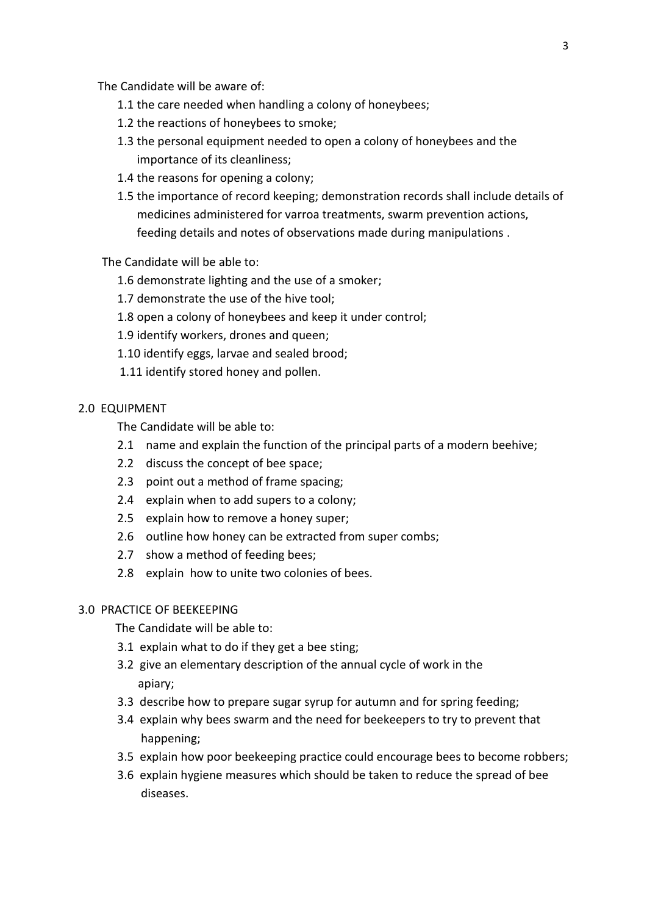The Candidate will be aware of:

- 1.1 the care needed when handling a colony of honeybees;
- 1.2 the reactions of honeybees to smoke;
- 1.3 the personal equipment needed to open a colony of honeybees and the importance of its cleanliness;
- 1.4 the reasons for opening a colony;
- 1.5 the importance of record keeping; demonstration records shall include details of medicines administered for varroa treatments, swarm prevention actions, feeding details and notes of observations made during manipulations .

The Candidate will be able to:

- 1.6 demonstrate lighting and the use of a smoker;
- 1.7 demonstrate the use of the hive tool;
- 1.8 open a colony of honeybees and keep it under control;
- 1.9 identify workers, drones and queen;
- 1.10 identify eggs, larvae and sealed brood;
- 1.11 identify stored honey and pollen.

## 2.0 EQUIPMENT

The Candidate will be able to:

- 2.1 name and explain the function of the principal parts of a modern beehive;
- 2.2 discuss the concept of bee space;
- 2.3 point out a method of frame spacing;
- 2.4 explain when to add supers to a colony;
- 2.5 explain how to remove a honey super;
- 2.6 outline how honey can be extracted from super combs;
- 2.7 show a method of feeding bees;
- 2.8 explain how to unite two colonies of bees.

## 3.0 PRACTICE OF BEEKEEPING

The Candidate will be able to:

- 3.1 explain what to do if they get a bee sting;
- 3.2 give an elementary description of the annual cycle of work in the apiary;
- 3.3 describe how to prepare sugar syrup for autumn and for spring feeding;
- 3.4 explain why bees swarm and the need for beekeepers to try to prevent that happening;
- 3.5 explain how poor beekeeping practice could encourage bees to become robbers;
- 3.6 explain hygiene measures which should be taken to reduce the spread of bee diseases.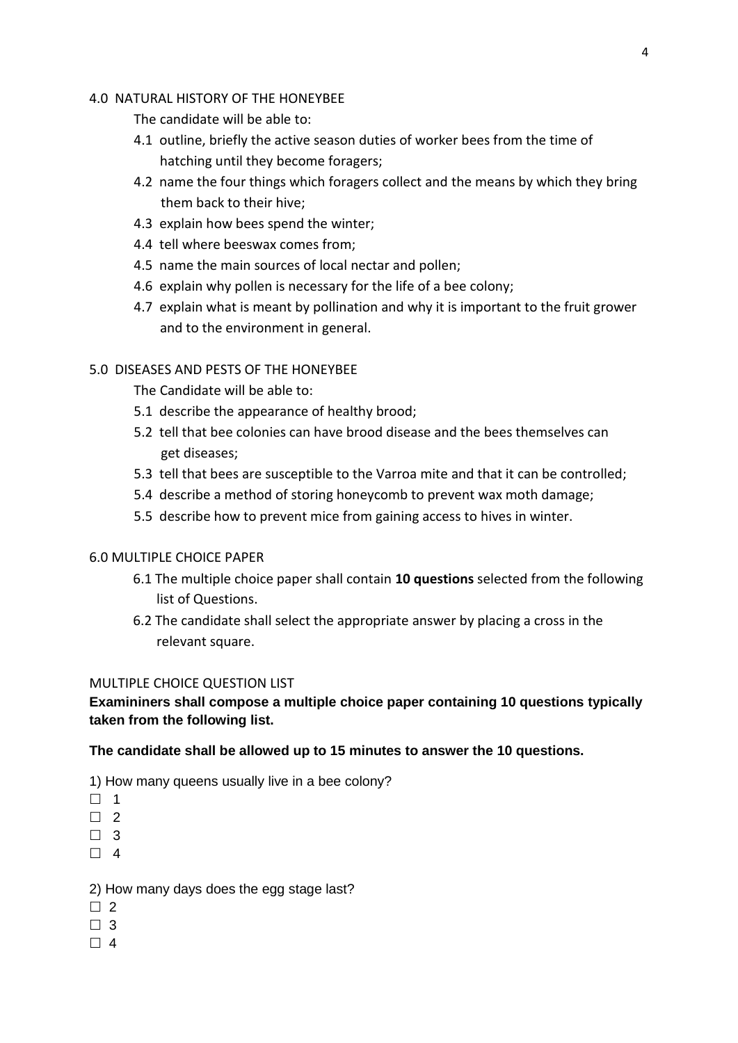## 4.0 NATURAL HISTORY OF THE HONEYBEE

The candidate will be able to:

- 4.1 outline, briefly the active season duties of worker bees from the time of hatching until they become foragers;
- 4.2 name the four things which foragers collect and the means by which they bring them back to their hive;
- 4.3 explain how bees spend the winter;
- 4.4 tell where beeswax comes from;
- 4.5 name the main sources of local nectar and pollen;
- 4.6 explain why pollen is necessary for the life of a bee colony;
- 4.7 explain what is meant by pollination and why it is important to the fruit grower and to the environment in general.

## 5.0 DISEASES AND PESTS OF THE HONEYBEE

The Candidate will be able to:

- 5.1 describe the appearance of healthy brood;
- 5.2 tell that bee colonies can have brood disease and the bees themselves can get diseases;
- 5.3 tell that bees are susceptible to the Varroa mite and that it can be controlled;
- 5.4 describe a method of storing honeycomb to prevent wax moth damage;
- 5.5 describe how to prevent mice from gaining access to hives in winter.

## 6.0 MULTIPLE CHOICE PAPER

- 6.1 The multiple choice paper shall contain **10 questions** selected from the following list of Questions.
- 6.2 The candidate shall select the appropriate answer by placing a cross in the relevant square.

### MULTIPLE CHOICE QUESTION LIST

**Examininers shall compose a multiple choice paper containing 10 questions typically taken from the following list.**

**The candidate shall be allowed up to 15 minutes to answer the 10 questions.**

1) How many queens usually live in a bee colony?

☐ 1
☐ 2
☐ 3
☐ 4

2) How many days does the egg stage last?

☐ 2
☐ 3
☐ 4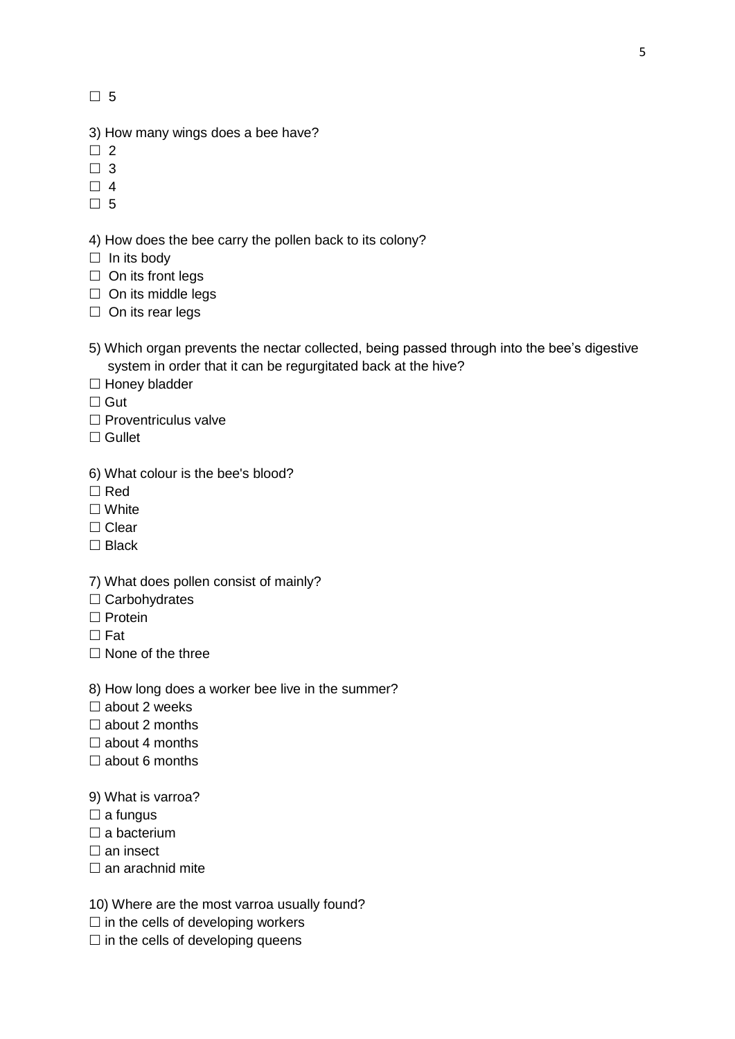☐ 5

3) How many wings does a bee have?
☐ 2
☐ 3
☐ 4
☐ 5

4) How does the bee carry the pollen back to its colony?
☐ In its body
☐ On its front legs
☐ On its middle legs
☐ On its rear legs

5) Which organ prevents the nectar collected, being passed through into the bee's digestive system in order that it can be regurgitated back at the hive?
☐ Honey bladder
☐ Gut
☐ Proventriculus valve
☐ Gullet

6) What colour is the bee's blood?
☐ Red
☐ White
☐ Clear
☐ Black

7) What does pollen consist of mainly?
☐ Carbohydrates
☐ Protein
☐ Fat
☐ None of the three

8) How long does a worker bee live in the summer?
☐ about 2 weeks
☐ about 2 months
☐ about 4 months
☐ about 6 months

9) What is varroa?
☐ a fungus
☐ a bacterium
☐ an insect
☐ an arachnid mite

10) Where are the most varroa usually found?
☐ in the cells of developing workers
☐ in the cells of developing queens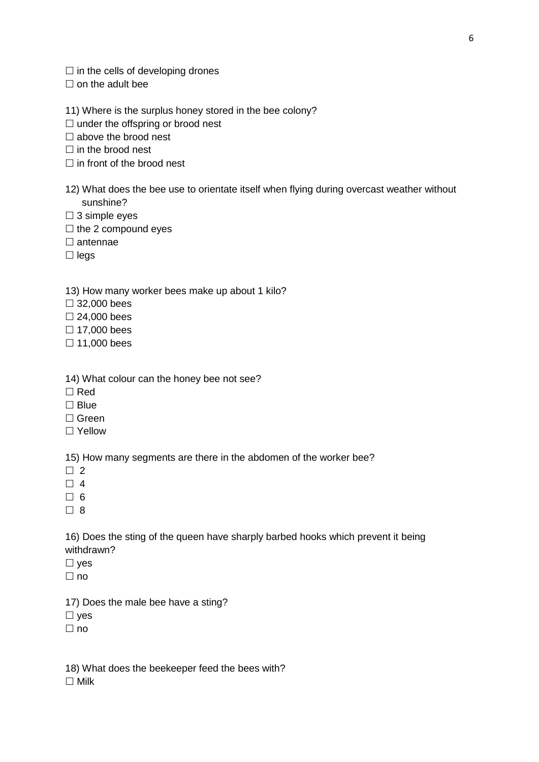☐ in the cells of developing drones
☐ on the adult bee

11) Where is the surplus honey stored in the bee colony?
☐ under the offspring or brood nest
☐ above the brood nest
☐ in the brood nest
☐ in front of the brood nest

12) What does the bee use to orientate itself when flying during overcast weather without sunshine?
☐ 3 simple eyes
☐ the 2 compound eyes
☐ antennae
☐ legs

13) How many worker bees make up about 1 kilo?
☐ 32,000 bees
☐ 24,000 bees
☐ 17,000 bees
☐ 11,000 bees

14) What colour can the honey bee not see?
☐ Red
☐ Blue
☐ Green
☐ Yellow

15) How many segments are there in the abdomen of the worker bee?
☐ 2
☐ 4
☐ 6
☐ 8

16) Does the sting of the queen have sharply barbed hooks which prevent it being withdrawn?
☐ yes
☐ no

17) Does the male bee have a sting?
☐ yes
☐ no

18) What does the beekeeper feed the bees with?
☐ Milk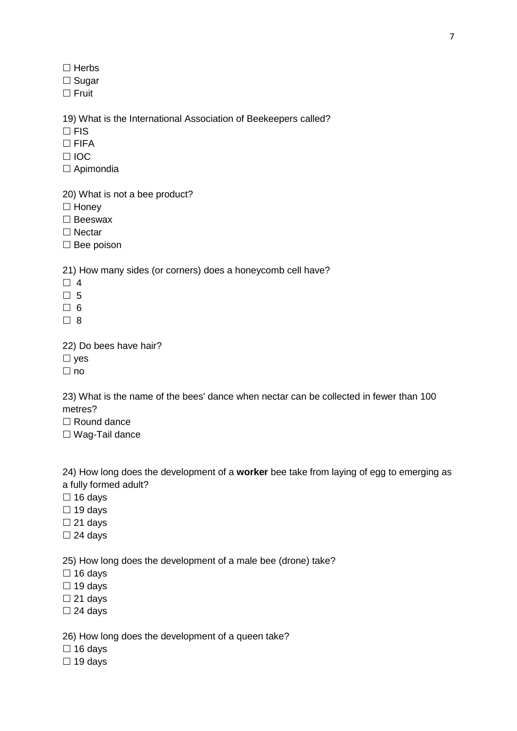☐ Herbs
☐ Sugar
☐ Fruit

19) What is the International Association of Beekeepers called?
☐ FIS
☐ FIFA
☐ IOC
☐ Apimondia

20) What is not a bee product?
☐ Honey
☐ Beeswax
☐ Nectar
☐ Bee poison

21) How many sides (or corners) does a honeycomb cell have?
☐ 4
☐ 5
☐ 6
☐ 8

22) Do bees have hair?
☐ yes
☐ no

23) What is the name of the bees' dance when nectar can be collected in fewer than 100 metres?
☐ Round dance
☐ Wag-Tail dance

24) How long does the development of a **worker** bee take from laying of egg to emerging as a fully formed adult?
☐ 16 days
☐ 19 days
☐ 21 days
☐ 24 days

25) How long does the development of a male bee (drone) take?
☐ 16 days
☐ 19 days
☐ 21 days
☐ 24 days

26) How long does the development of a queen take?
☐ 16 days
☐ 19 days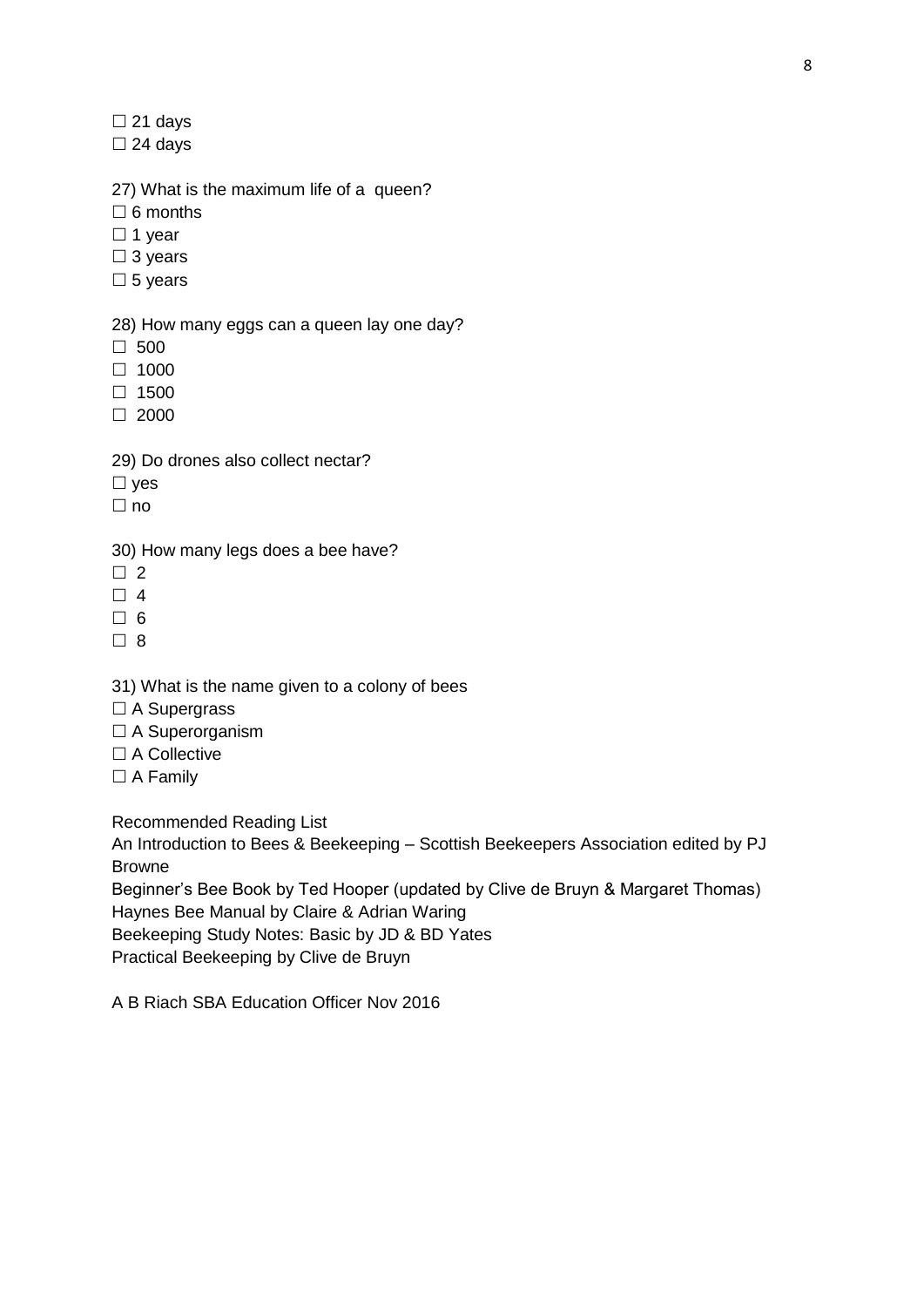☐ 21 days
☐ 24 days

27) What is the maximum life of a queen?
☐ 6 months
☐ 1 year
☐ 3 years
☐ 5 years

28) How many eggs can a queen lay one day?
☐ 500
☐ 1000
☐ 1500
☐ 2000

29) Do drones also collect nectar?
☐ yes
☐ no

30) How many legs does a bee have?
☐ 2
☐ 4
☐ 6
☐ 8

31) What is the name given to a colony of bees
☐ A Supergrass
☐ A Superorganism
☐ A Collective
☐ A Family

Recommended Reading List
An Introduction to Bees & Beekeeping – Scottish Beekeepers Association edited by PJ Browne
Beginner's Bee Book by Ted Hooper (updated by Clive de Bruyn & Margaret Thomas)
Haynes Bee Manual by Claire & Adrian Waring
Beekeeping Study Notes: Basic by JD & BD Yates
Practical Beekeeping by Clive de Bruyn

A B Riach SBA Education Officer Nov 2016